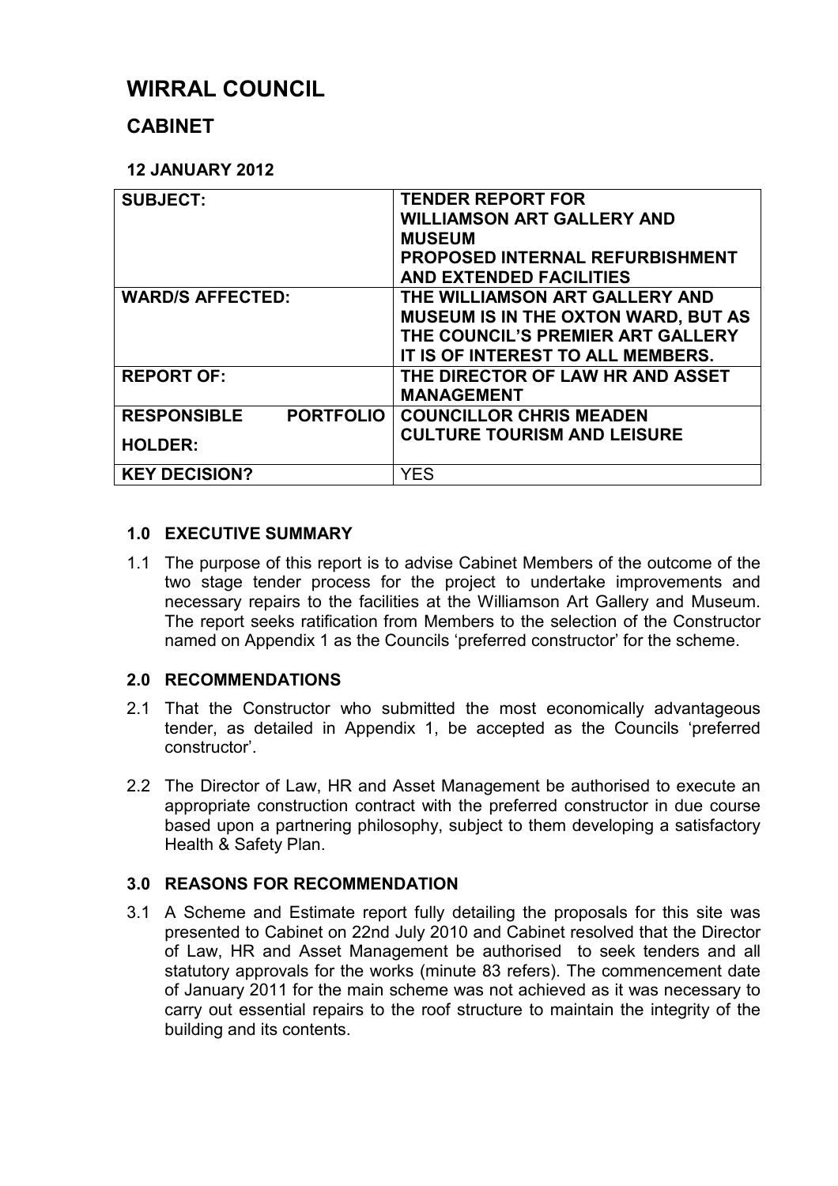# WIRRAL COUNCIL

## CABINET

**12 JANUARY 2012**

| | |
|---|---|
| **SUBJECT:** | **TENDER REPORT FOR WILLIAMSON ART GALLERY AND MUSEUM PROPOSED INTERNAL REFURBISHMENT AND EXTENDED FACILITIES** |
| **WARD/S AFFECTED:** | **THE WILLIAMSON ART GALLERY AND MUSEUM IS IN THE OXTON WARD, BUT AS THE COUNCIL'S PREMIER ART GALLERY IT IS OF INTEREST TO ALL MEMBERS.** |
| **REPORT OF:** | **THE DIRECTOR OF LAW HR AND ASSET MANAGEMENT** |
| **RESPONSIBLE PORTFOLIO HOLDER:** | **COUNCILLOR CHRIS MEADEN CULTURE TOURISM AND LEISURE** |
| **KEY DECISION?** | YES |

### 1.0 EXECUTIVE SUMMARY

1.1 The purpose of this report is to advise Cabinet Members of the outcome of the two stage tender process for the project to undertake improvements and necessary repairs to the facilities at the Williamson Art Gallery and Museum. The report seeks ratification from Members to the selection of the Constructor named on Appendix 1 as the Councils 'preferred constructor' for the scheme.

### 2.0 RECOMMENDATIONS

2.1 That the Constructor who submitted the most economically advantageous tender, as detailed in Appendix 1, be accepted as the Councils 'preferred constructor'.

2.2 The Director of Law, HR and Asset Management be authorised to execute an appropriate construction contract with the preferred constructor in due course based upon a partnering philosophy, subject to them developing a satisfactory Health & Safety Plan.

### 3.0 REASONS FOR RECOMMENDATION

3.1 A Scheme and Estimate report fully detailing the proposals for this site was presented to Cabinet on 22nd July 2010 and Cabinet resolved that the Director of Law, HR and Asset Management be authorised to seek tenders and all statutory approvals for the works (minute 83 refers). The commencement date of January 2011 for the main scheme was not achieved as it was necessary to carry out essential repairs to the roof structure to maintain the integrity of the building and its contents.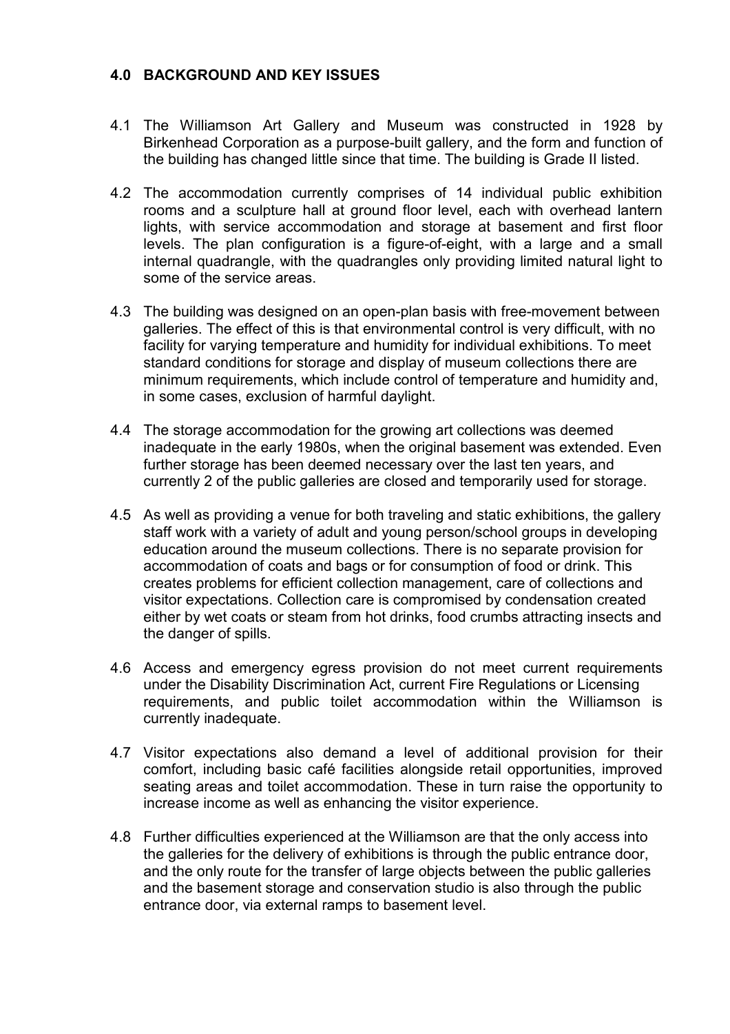## 4.0 BACKGROUND AND KEY ISSUES

4.1 The Williamson Art Gallery and Museum was constructed in 1928 by Birkenhead Corporation as a purpose-built gallery, and the form and function of the building has changed little since that time. The building is Grade II listed.

4.2 The accommodation currently comprises of 14 individual public exhibition rooms and a sculpture hall at ground floor level, each with overhead lantern lights, with service accommodation and storage at basement and first floor levels. The plan configuration is a figure-of-eight, with a large and a small internal quadrangle, with the quadrangles only providing limited natural light to some of the service areas.

4.3 The building was designed on an open-plan basis with free-movement between galleries. The effect of this is that environmental control is very difficult, with no facility for varying temperature and humidity for individual exhibitions. To meet standard conditions for storage and display of museum collections there are minimum requirements, which include control of temperature and humidity and, in some cases, exclusion of harmful daylight.

4.4 The storage accommodation for the growing art collections was deemed inadequate in the early 1980s, when the original basement was extended. Even further storage has been deemed necessary over the last ten years, and currently 2 of the public galleries are closed and temporarily used for storage.

4.5 As well as providing a venue for both traveling and static exhibitions, the gallery staff work with a variety of adult and young person/school groups in developing education around the museum collections. There is no separate provision for accommodation of coats and bags or for consumption of food or drink. This creates problems for efficient collection management, care of collections and visitor expectations. Collection care is compromised by condensation created either by wet coats or steam from hot drinks, food crumbs attracting insects and the danger of spills.

4.6 Access and emergency egress provision do not meet current requirements under the Disability Discrimination Act, current Fire Regulations or Licensing requirements, and public toilet accommodation within the Williamson is currently inadequate.

4.7 Visitor expectations also demand a level of additional provision for their comfort, including basic café facilities alongside retail opportunities, improved seating areas and toilet accommodation. These in turn raise the opportunity to increase income as well as enhancing the visitor experience.

4.8 Further difficulties experienced at the Williamson are that the only access into the galleries for the delivery of exhibitions is through the public entrance door, and the only route for the transfer of large objects between the public galleries and the basement storage and conservation studio is also through the public entrance door, via external ramps to basement level.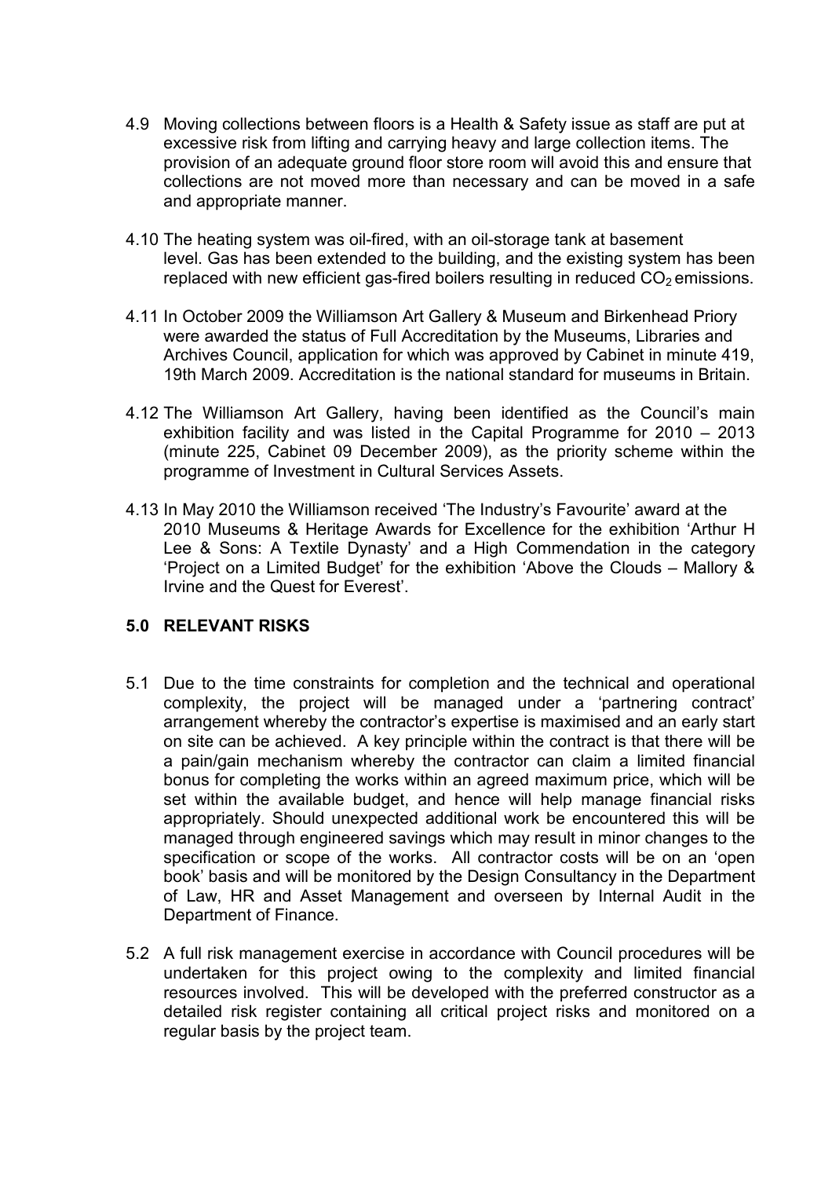4.9 Moving collections between floors is a Health & Safety issue as staff are put at excessive risk from lifting and carrying heavy and large collection items. The provision of an adequate ground floor store room will avoid this and ensure that collections are not moved more than necessary and can be moved in a safe and appropriate manner.

4.10 The heating system was oil-fired, with an oil-storage tank at basement level. Gas has been extended to the building, and the existing system has been replaced with new efficient gas-fired boilers resulting in reduced $CO_2$ emissions.

4.11 In October 2009 the Williamson Art Gallery & Museum and Birkenhead Priory were awarded the status of Full Accreditation by the Museums, Libraries and Archives Council, application for which was approved by Cabinet in minute 419, 19th March 2009. Accreditation is the national standard for museums in Britain.

4.12 The Williamson Art Gallery, having been identified as the Council's main exhibition facility and was listed in the Capital Programme for 2010 – 2013 (minute 225, Cabinet 09 December 2009), as the priority scheme within the programme of Investment in Cultural Services Assets.

4.13 In May 2010 the Williamson received 'The Industry's Favourite' award at the 2010 Museums & Heritage Awards for Excellence for the exhibition 'Arthur H Lee & Sons: A Textile Dynasty' and a High Commendation in the category 'Project on a Limited Budget' for the exhibition 'Above the Clouds – Mallory & Irvine and the Quest for Everest'.

## 5.0 RELEVANT RISKS

5.1 Due to the time constraints for completion and the technical and operational complexity, the project will be managed under a 'partnering contract' arrangement whereby the contractor's expertise is maximised and an early start on site can be achieved. A key principle within the contract is that there will be a pain/gain mechanism whereby the contractor can claim a limited financial bonus for completing the works within an agreed maximum price, which will be set within the available budget, and hence will help manage financial risks appropriately. Should unexpected additional work be encountered this will be managed through engineered savings which may result in minor changes to the specification or scope of the works. All contractor costs will be on an 'open book' basis and will be monitored by the Design Consultancy in the Department of Law, HR and Asset Management and overseen by Internal Audit in the Department of Finance.

5.2 A full risk management exercise in accordance with Council procedures will be undertaken for this project owing to the complexity and limited financial resources involved. This will be developed with the preferred constructor as a detailed risk register containing all critical project risks and monitored on a regular basis by the project team.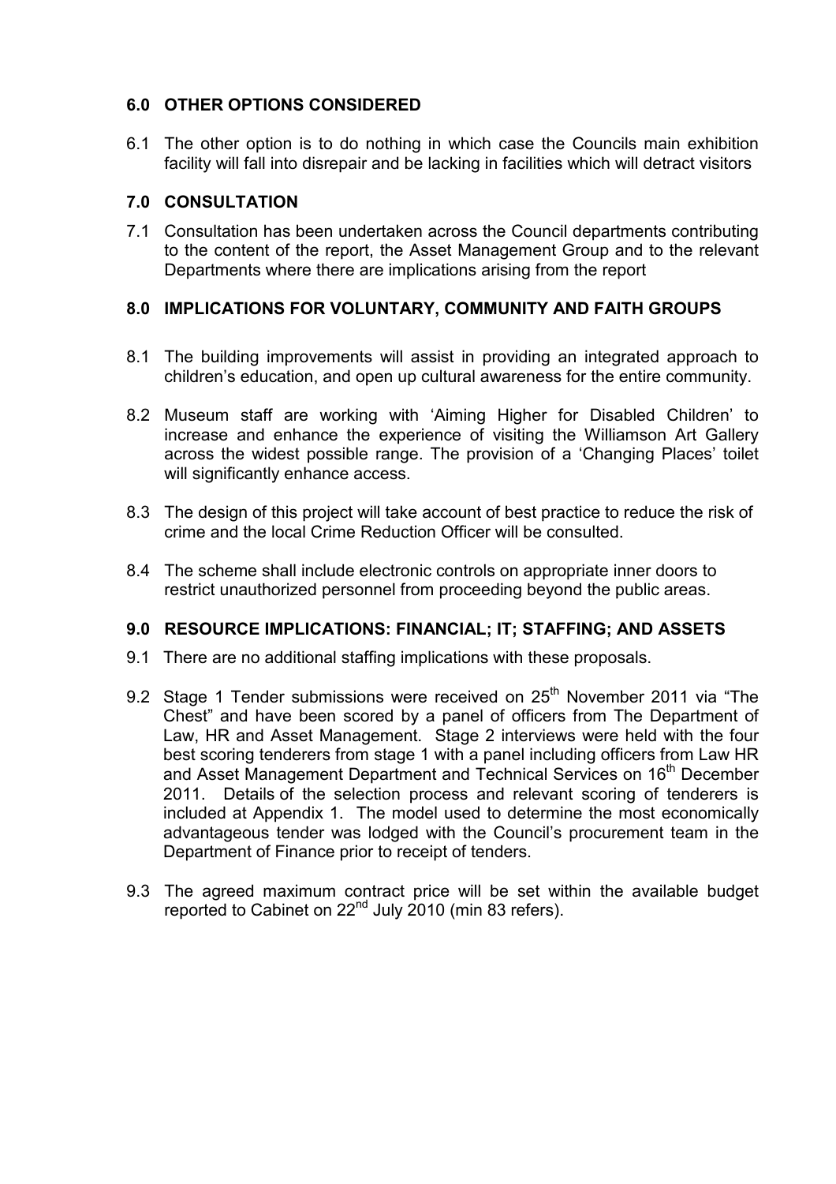## 6.0 OTHER OPTIONS CONSIDERED

6.1 The other option is to do nothing in which case the Councils main exhibition facility will fall into disrepair and be lacking in facilities which will detract visitors

## 7.0 CONSULTATION

7.1 Consultation has been undertaken across the Council departments contributing to the content of the report, the Asset Management Group and to the relevant Departments where there are implications arising from the report

## 8.0 IMPLICATIONS FOR VOLUNTARY, COMMUNITY AND FAITH GROUPS

8.1 The building improvements will assist in providing an integrated approach to children's education, and open up cultural awareness for the entire community.

8.2 Museum staff are working with 'Aiming Higher for Disabled Children' to increase and enhance the experience of visiting the Williamson Art Gallery across the widest possible range. The provision of a 'Changing Places' toilet will significantly enhance access.

8.3 The design of this project will take account of best practice to reduce the risk of crime and the local Crime Reduction Officer will be consulted.

8.4 The scheme shall include electronic controls on appropriate inner doors to restrict unauthorized personnel from proceeding beyond the public areas.

## 9.0 RESOURCE IMPLICATIONS: FINANCIAL; IT; STAFFING; AND ASSETS

9.1 There are no additional staffing implications with these proposals.

9.2 Stage 1 Tender submissions were received on 25th November 2011 via "The Chest" and have been scored by a panel of officers from The Department of Law, HR and Asset Management. Stage 2 interviews were held with the four best scoring tenderers from stage 1 with a panel including officers from Law HR and Asset Management Department and Technical Services on 16th December 2011. Details of the selection process and relevant scoring of tenderers is included at Appendix 1. The model used to determine the most economically advantageous tender was lodged with the Council's procurement team in the Department of Finance prior to receipt of tenders.

9.3 The agreed maximum contract price will be set within the available budget reported to Cabinet on 22nd July 2010 (min 83 refers).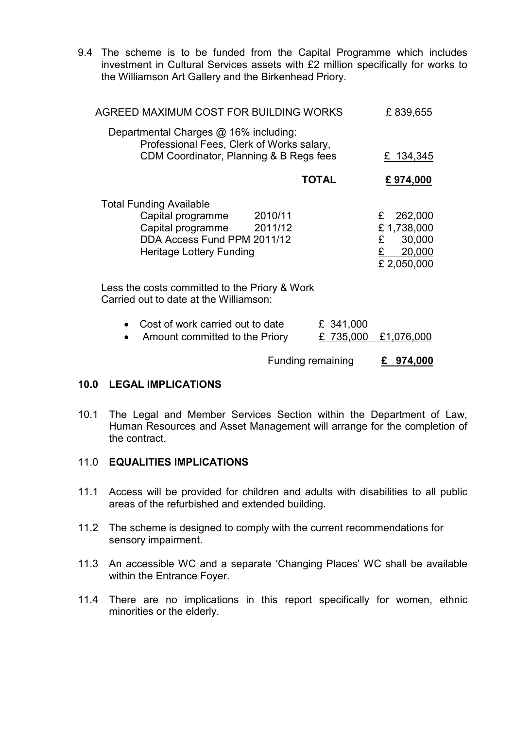9.4 The scheme is to be funded from the Capital Programme which includes investment in Cultural Services assets with £2 million specifically for works to the Williamson Art Gallery and the Birkenhead Priory.

| | | |
|---|---|---|
| AGREED MAXIMUM COST FOR BUILDING WORKS | | £ 839,655 |
| Departmental Charges @ 16% including: Professional Fees, Clerk of Works salary, CDM Coordinator, Planning & B Regs fees | | £ 134,345 |
| | **TOTAL** | **£ 974,000** |
| Total Funding Available | | |
| Capital programme 2010/11 | | £ 262,000 |
| Capital programme 2011/12 | | £ 1,738,000 |
| DDA Access Fund PPM 2011/12 | | £ 30,000 |
| Heritage Lottery Funding | | £ 20,000 |
| | | £ 2,050,000 |
| Less the costs committed to the Priory & Work Carried out to date at the Williamson: | | |
| • Cost of work carried out to date | £ 341,000 | |
| • Amount committed to the Priory | £ 735,000 | £1,076,000 |
| | Funding remaining | **£ 974,000** |

## 10.0 LEGAL IMPLICATIONS

10.1 The Legal and Member Services Section within the Department of Law, Human Resources and Asset Management will arrange for the completion of the contract.

## 11.0 EQUALITIES IMPLICATIONS

11.1 Access will be provided for children and adults with disabilities to all public areas of the refurbished and extended building.

11.2 The scheme is designed to comply with the current recommendations for sensory impairment.

11.3 An accessible WC and a separate 'Changing Places' WC shall be available within the Entrance Foyer.

11.4 There are no implications in this report specifically for women, ethnic minorities or the elderly.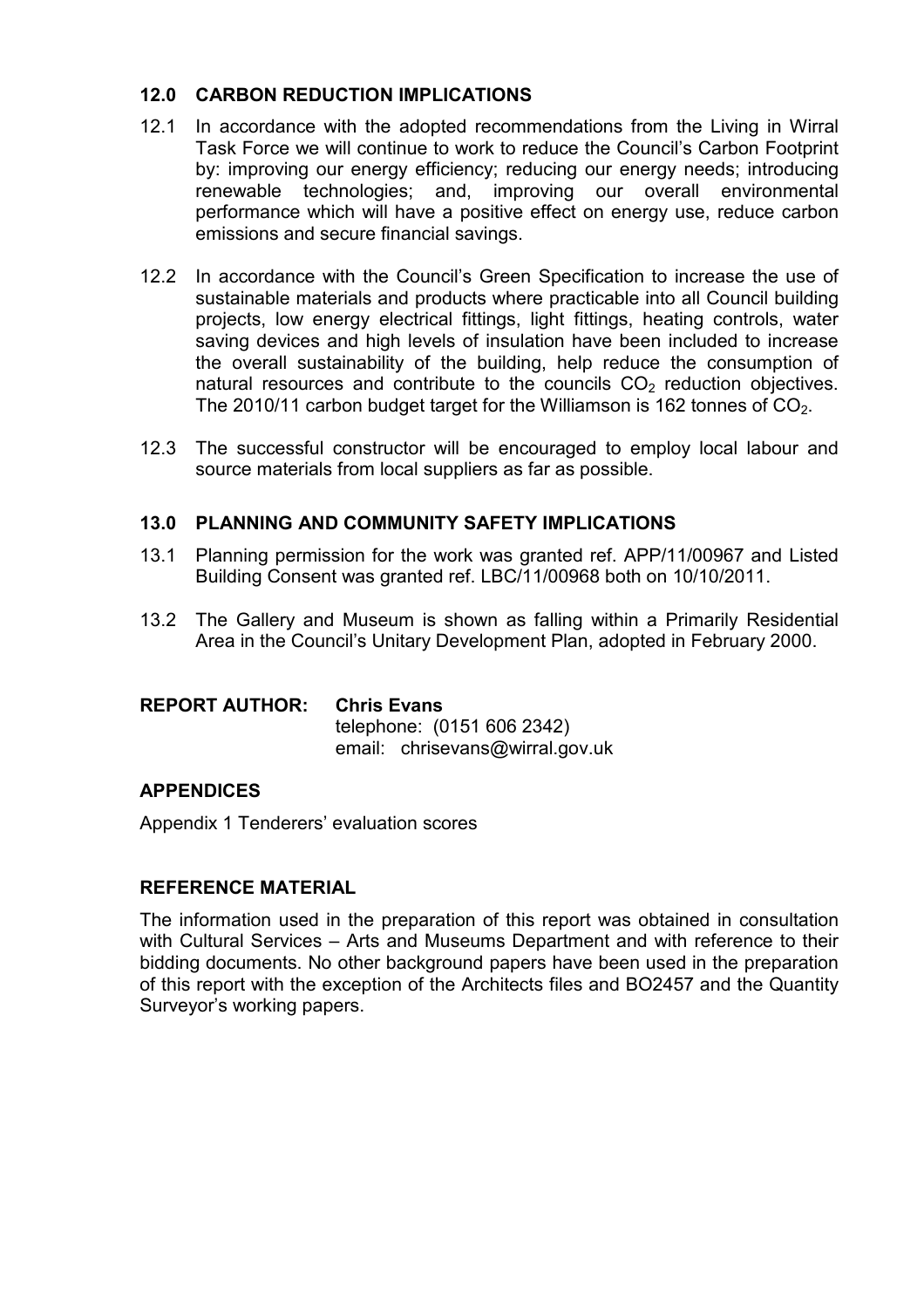## 12.0 CARBON REDUCTION IMPLICATIONS

12.1 In accordance with the adopted recommendations from the Living in Wirral Task Force we will continue to work to reduce the Council's Carbon Footprint by: improving our energy efficiency; reducing our energy needs; introducing renewable technologies; and, improving our overall environmental performance which will have a positive effect on energy use, reduce carbon emissions and secure financial savings.

12.2 In accordance with the Council's Green Specification to increase the use of sustainable materials and products where practicable into all Council building projects, low energy electrical fittings, light fittings, heating controls, water saving devices and high levels of insulation have been included to increase the overall sustainability of the building, help reduce the consumption of natural resources and contribute to the councils $CO_2$ reduction objectives. The 2010/11 carbon budget target for the Williamson is 162 tonnes of $CO_2$.

12.3 The successful constructor will be encouraged to employ local labour and source materials from local suppliers as far as possible.

## 13.0 PLANNING AND COMMUNITY SAFETY IMPLICATIONS

13.1 Planning permission for the work was granted ref. APP/11/00967 and Listed Building Consent was granted ref. LBC/11/00968 both on 10/10/2011.

13.2 The Gallery and Museum is shown as falling within a Primarily Residential Area in the Council's Unitary Development Plan, adopted in February 2000.

**REPORT AUTHOR:** **Chris Evans**
telephone: (0151 606 2342)
email: chrisevans@wirral.gov.uk

## APPENDICES

Appendix 1 Tenderers' evaluation scores

## REFERENCE MATERIAL

The information used in the preparation of this report was obtained in consultation with Cultural Services – Arts and Museums Department and with reference to their bidding documents. No other background papers have been used in the preparation of this report with the exception of the Architects files and BO2457 and the Quantity Surveyor's working papers.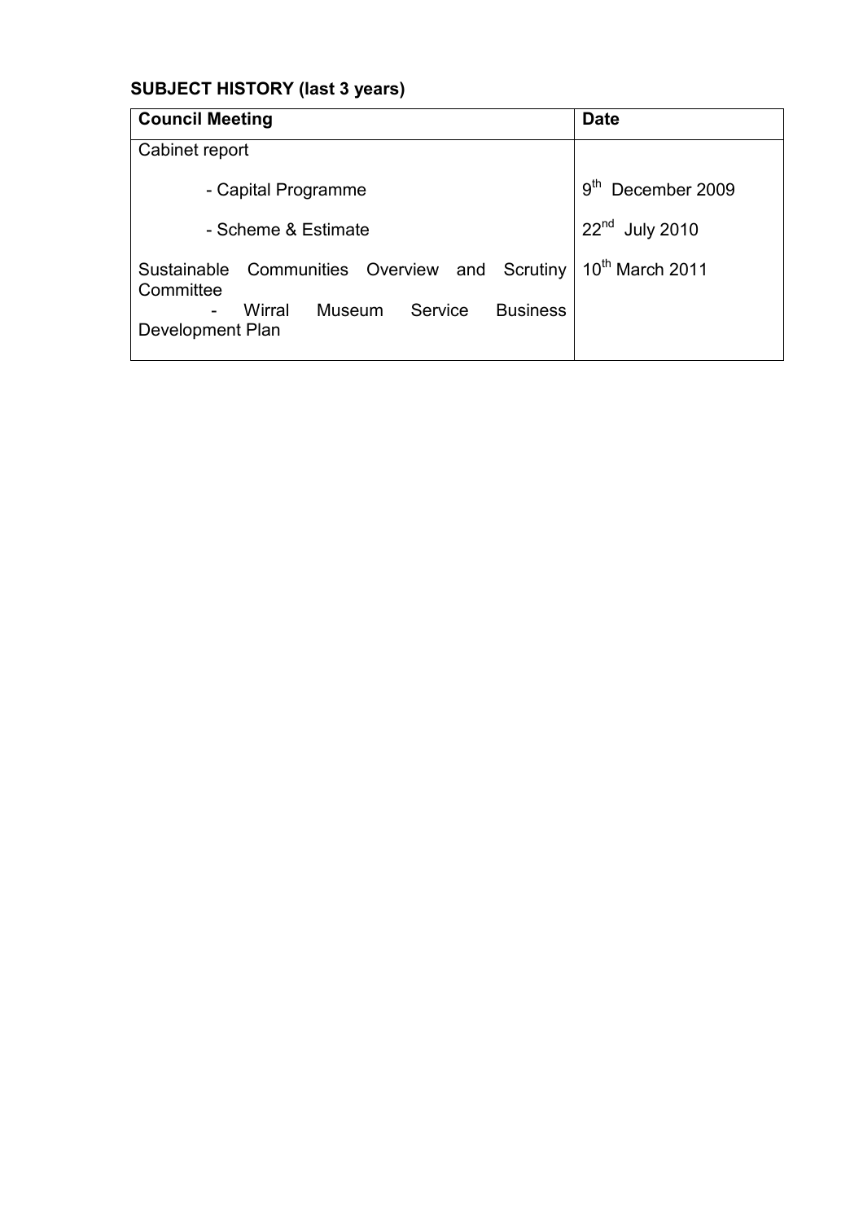**SUBJECT HISTORY (last 3 years)**

| Council Meeting | Date |
|---|---|
| Cabinet report | |
| - Capital Programme | 9th December 2009 |
| - Scheme & Estimate | 22nd July 2010 |
| Sustainable Communities Overview and Scrutiny Committee<br>- Wirral Museum Service Business Development Plan | 10th March 2011 |